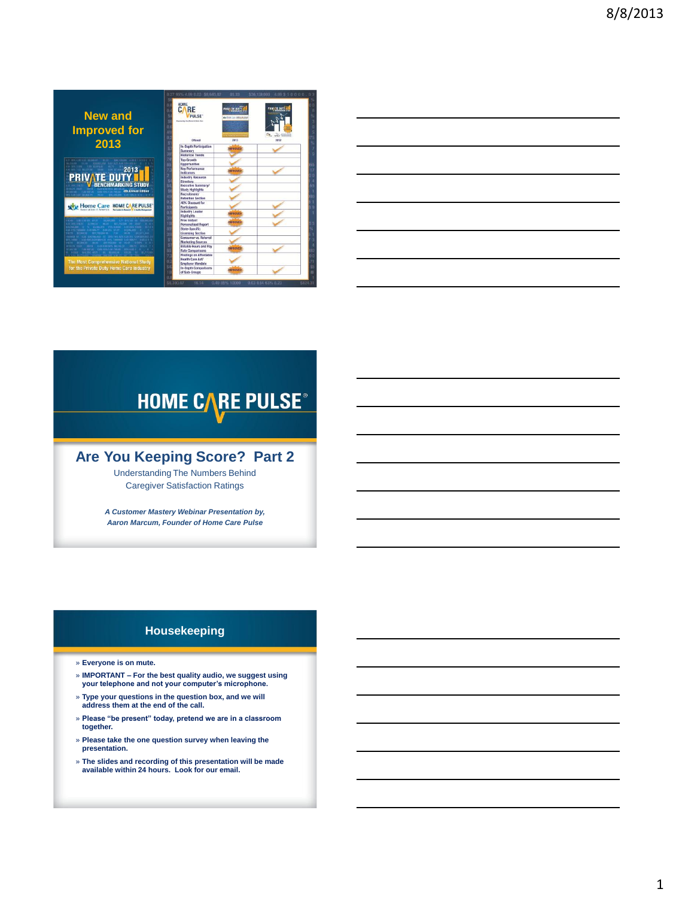## New and Improved for 2013

2013 PRIVATE DUTY BENCHMARKING STUDY

The Most Comprehensive National Study for the Private Duty Home Care Industry

| Offered | 2013 | 2012 |
|---|---|---|
| In-Depth Participation Summary | IMPROVED | ✓ |
| Historical Trends | ✓ | |
| Top Growth Opportunities | ✓ | |
| Key Performance Indicators | IMPROVED | ✓ |
| Industry Resource Directory | ✓ | |
| Executive Summary/ Study Highlights | ✓ | |
| Recruitment/ Retention Section | ✓ | |
| 40% Discount for Participants | ✓ | ✓ |
| Industry Leader Highlights | IMPROVED | ✓ |
| Free Instant Personalized Report | IMPROVED | ✓ |
| State-Specific Licensing Section | ✓ | |
| Consumer vs. Referral Marketing Sources | ✓ | |
| Billable Hours and Pay Rate Comparisons | IMPROVED | ✓ |
| Findings on Affordable Health Care Act/ Employer Mandate | ✓ | |
| In-Depth Comparisons of Sub-Groups | IMPROVED | ✓ |

# HOME CARE PULSE®

## Are You Keeping Score? Part 2

Understanding The Numbers Behind Caregiver Satisfaction Ratings

*A Customer Mastery Webinar Presentation by, Aaron Marcum, Founder of Home Care Pulse*

## Housekeeping

- **Everyone is on mute.**
- **IMPORTANT – For the best quality audio, we suggest using your telephone and not your computer's microphone.**
- **Type your questions in the question box, and we will address them at the end of the call.**
- **Please "be present" today, pretend we are in a classroom together.**
- **Please take the one question survey when leaving the presentation.**
- **The slides and recording of this presentation will be made available within 24 hours. Look for our email.**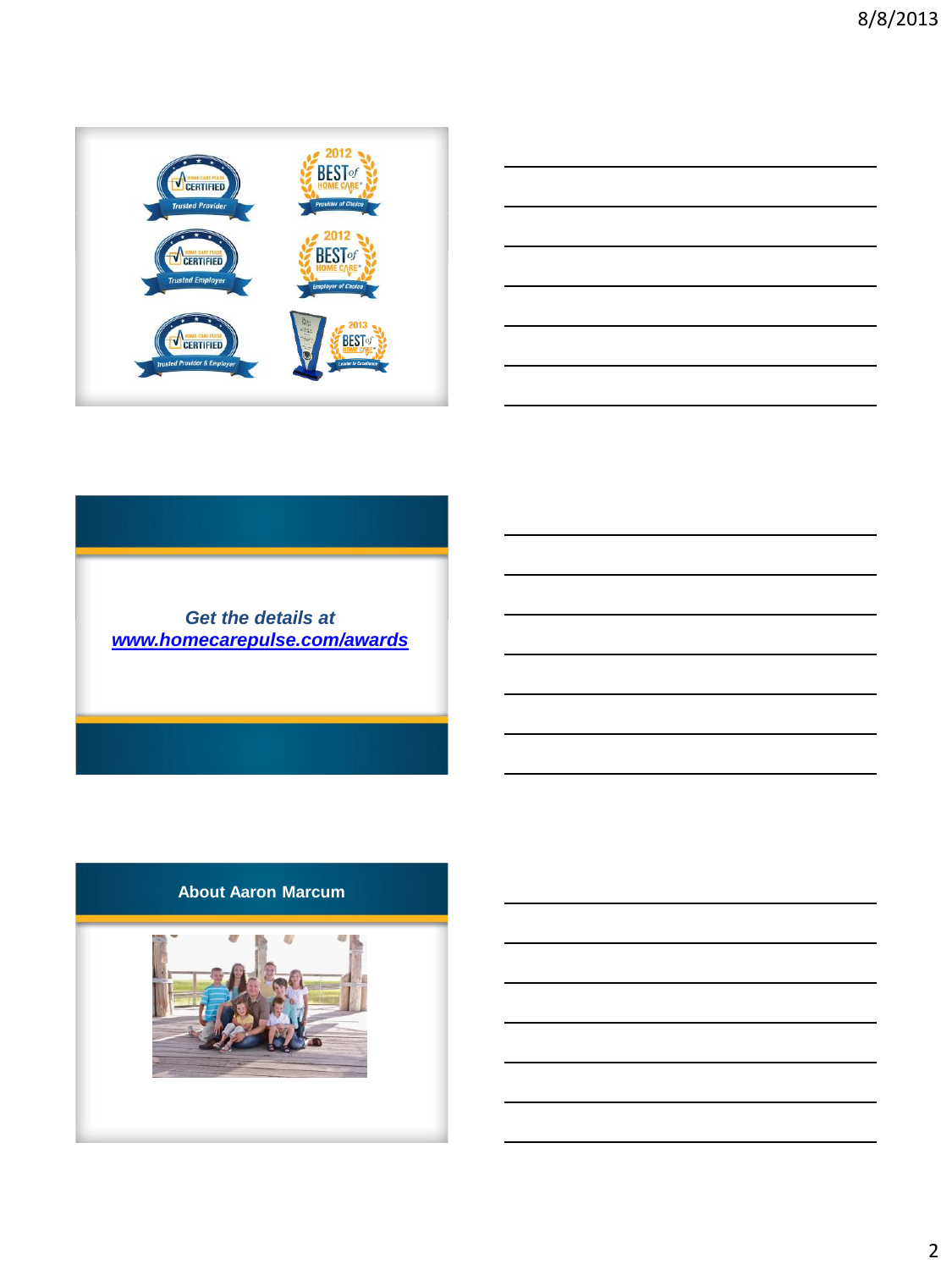Get the details at
[www.homecarepulse.com/awards](www.homecarepulse.com/awards)

## About Aaron Marcum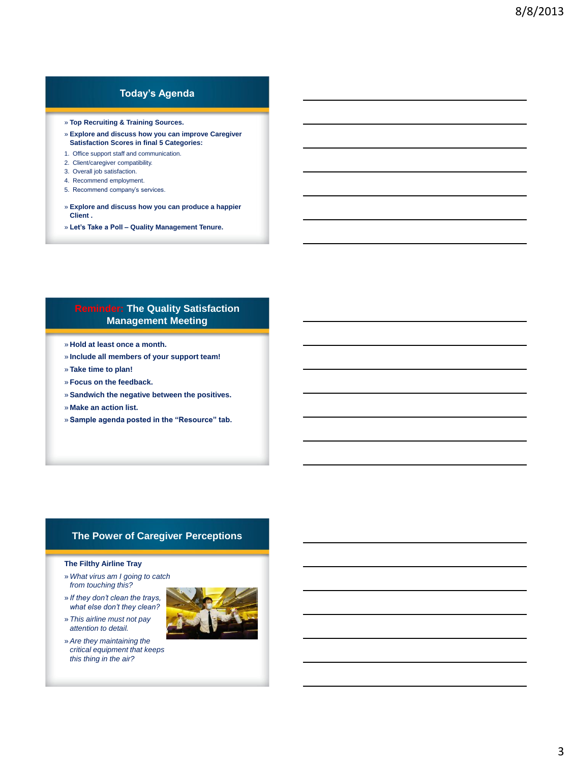## Today's Agenda

- **Top Recruiting & Training Sources.**
- **Explore and discuss how you can improve Caregiver Satisfaction Scores in final 5 Categories:**

1. Office support staff and communication.
2. Client/caregiver compatibility.
3. Overall job satisfaction.
4. Recommend employment.
5. Recommend company's services.

- **Explore and discuss how you can produce a happier Client .**
- **Let's Take a Poll – Quality Management Tenure.**

## Reminder: The Quality Satisfaction Management Meeting

- **Hold at least once a month.**
- **Include all members of your support team!**
- **Take time to plan!**
- **Focus on the feedback.**
- **Sandwich the negative between the positives.**
- **Make an action list.**
- **Sample agenda posted in the "Resource" tab.**

## The Power of Caregiver Perceptions

**The Filthy Airline Tray**

- *What virus am I going to catch from touching this?*
- *If they don't clean the trays, what else don't they clean?*
- *This airline must not pay attention to detail.*
- *Are they maintaining the critical equipment that keeps this thing in the air?*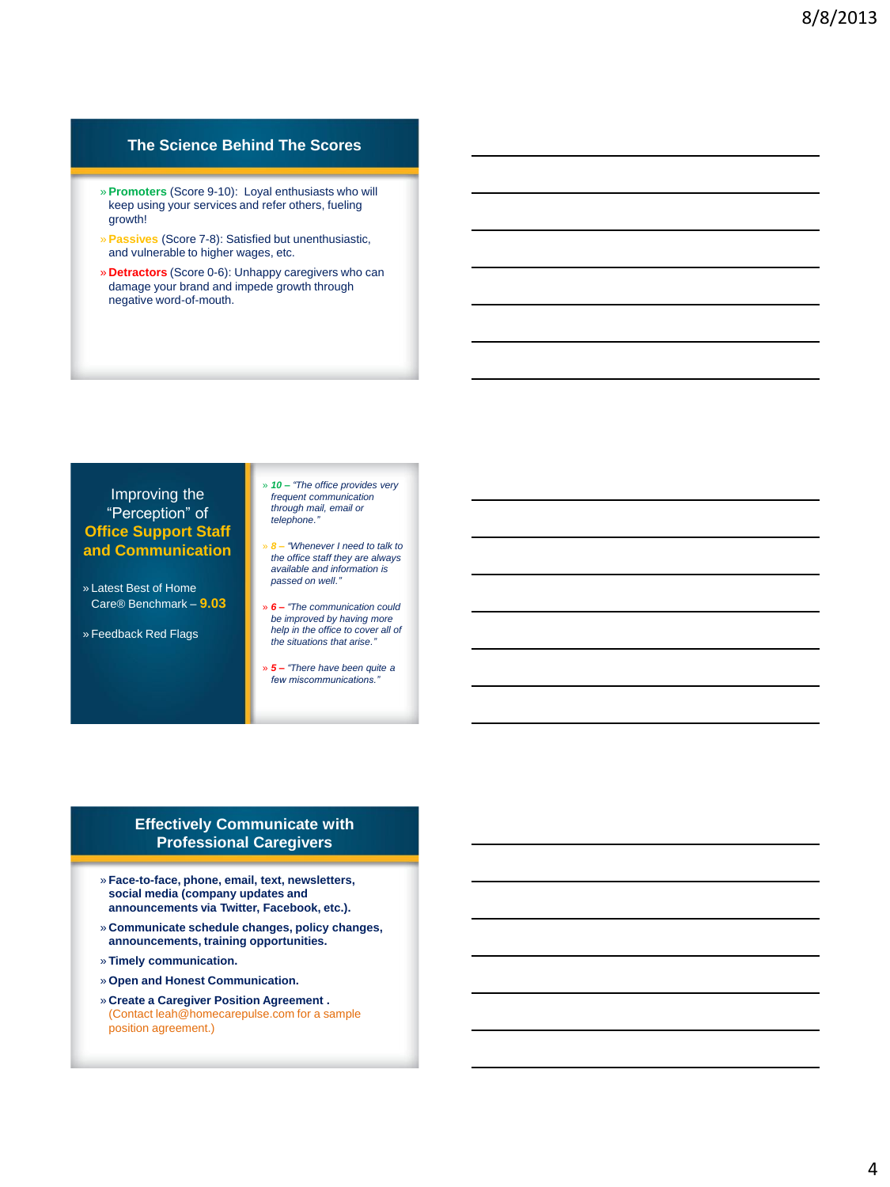## The Science Behind The Scores

- **Promoters** (Score 9-10): Loyal enthusiasts who will keep using your services and refer others, fueling growth!
- **Passives** (Score 7-8): Satisfied but unenthusiastic, and vulnerable to higher wages, etc.
- **Detractors** (Score 0-6): Unhappy caregivers who can damage your brand and impede growth through negative word-of-mouth.

## Improving the "Perception" of Office Support Staff and Communication

- Latest Best of Home Care® Benchmark – **9.03**
- Feedback Red Flags

- ***10 –*** *"The office provides very frequent communication through mail, email or telephone."*
- ***8 –*** *"Whenever I need to talk to the office staff they are always available and information is passed on well."*
- ***6 –*** *"The communication could be improved by having more help in the office to cover all of the situations that arise."*
- ***5 –*** *"There have been quite a few miscommunications."*

## Effectively Communicate with Professional Caregivers

- **Face-to-face, phone, email, text, newsletters, social media (company updates and announcements via Twitter, Facebook, etc.).**
- **Communicate schedule changes, policy changes, announcements, training opportunities.**
- **Timely communication.**
- **Open and Honest Communication.**
- **Create a Caregiver Position Agreement .** (Contact leah@homecarepulse.com for a sample position agreement.)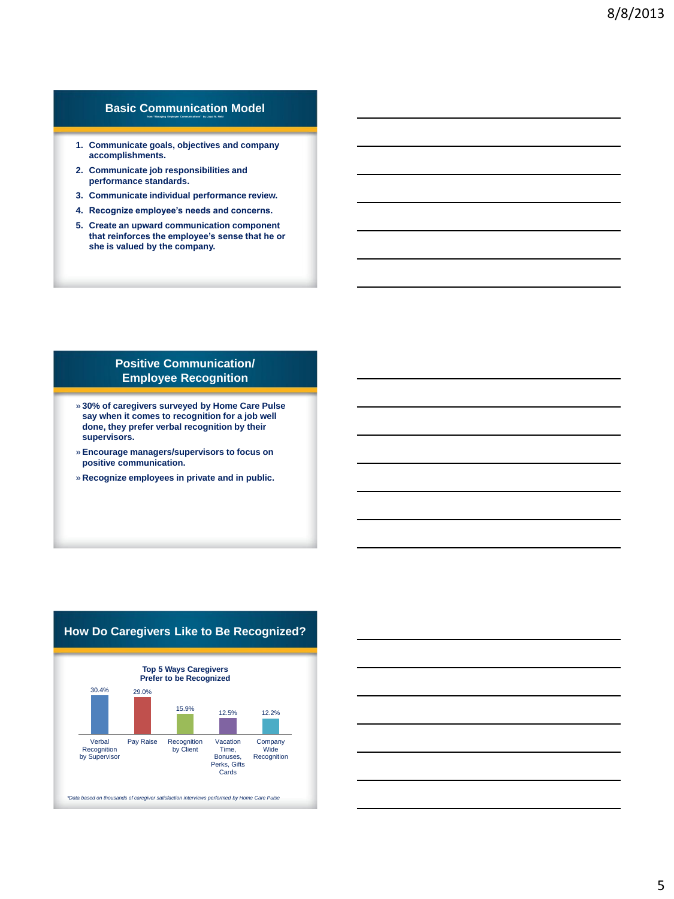## Basic Communication Model

from "Managing Employee Communications" by Lloyd M. Field

1. Communicate goals, objectives and company accomplishments.
2. Communicate job responsibilities and performance standards.
3. Communicate individual performance review.
4. Recognize employee's needs and concerns.
5. Create an upward communication component that reinforces the employee's sense that he or she is valued by the company.

## Positive Communication/ Employee Recognition

- 30% of caregivers surveyed by Home Care Pulse say when it comes to recognition for a job well done, they prefer verbal recognition by their supervisors.
- Encourage managers/supervisors to focus on positive communication.
- Recognize employees in private and in public.

## How Do Caregivers Like to Be Recognized?

**Top 5 Ways Caregivers Prefer to be Recognized**

| Verbal Recognition by Supervisor | Pay Raise | Recognition by Client | Vacation Time, Bonuses, Perks, Gifts Cards | Company Wide Recognition |
|---|---|---|---|---|
| 30.4% | 29.0% | 15.9% | 12.5% | 12.2% |

*\*Data based on thousands of caregiver satisfaction interviews performed by Home Care Pulse*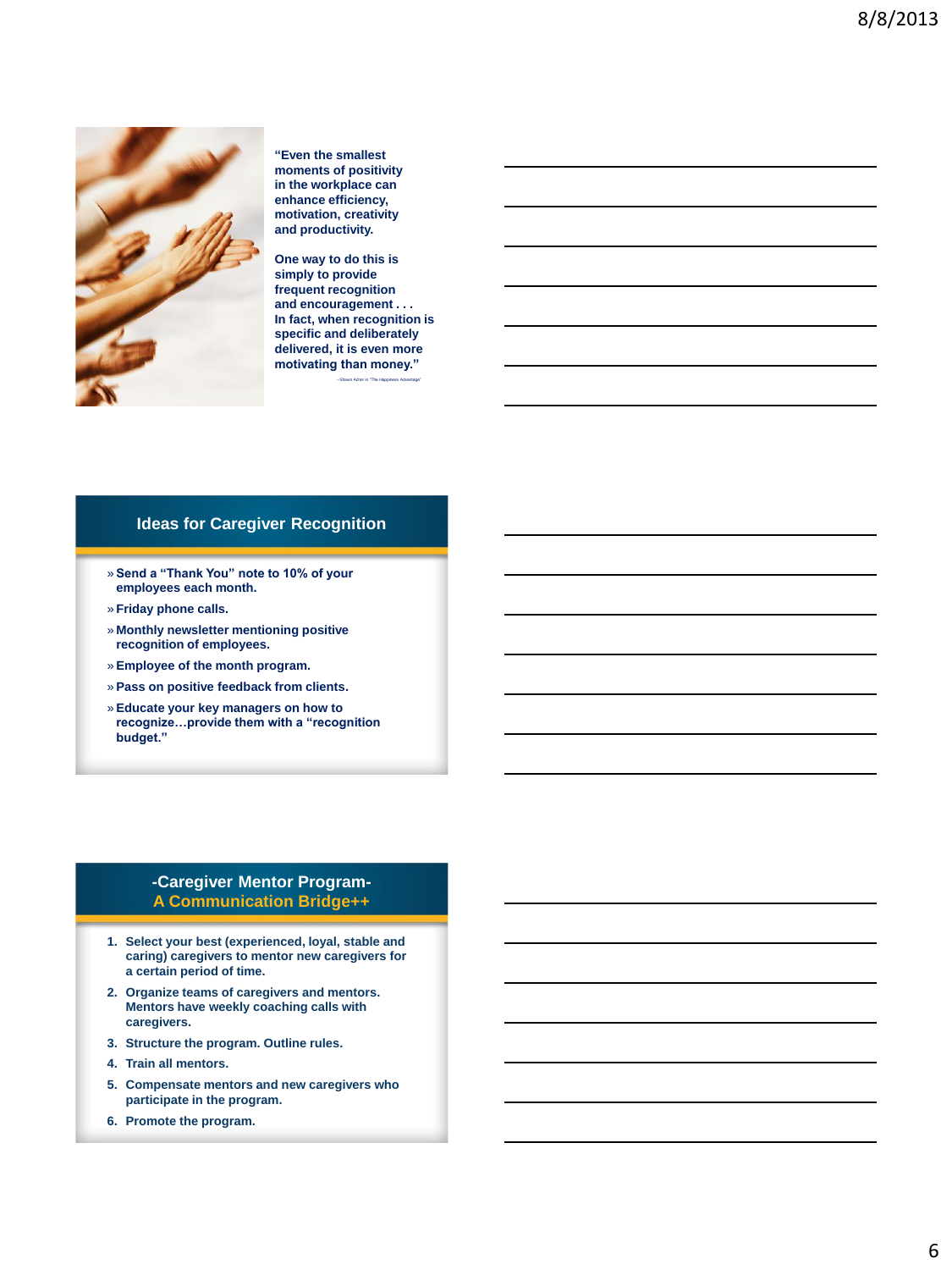"Even the smallest moments of positivity in the workplace can enhance efficiency, motivation, creativity and productivity.

One way to do this is simply to provide frequent recognition and encouragement . . . In fact, when recognition is specific and deliberately delivered, it is even more motivating than money."

--Shawn Achor in "The Happiness Advantage"

## Ideas for Caregiver Recognition

- Send a "Thank You" note to 10% of your employees each month.
- Friday phone calls.
- Monthly newsletter mentioning positive recognition of employees.
- Employee of the month program.
- Pass on positive feedback from clients.
- Educate your key managers on how to recognize…provide them with a "recognition budget."

## -Caregiver Mentor Program- A Communication Bridge++

1. Select your best (experienced, loyal, stable and caring) caregivers to mentor new caregivers for a certain period of time.
2. Organize teams of caregivers and mentors. Mentors have weekly coaching calls with caregivers.
3. Structure the program. Outline rules.
4. Train all mentors.
5. Compensate mentors and new caregivers who participate in the program.
6. Promote the program.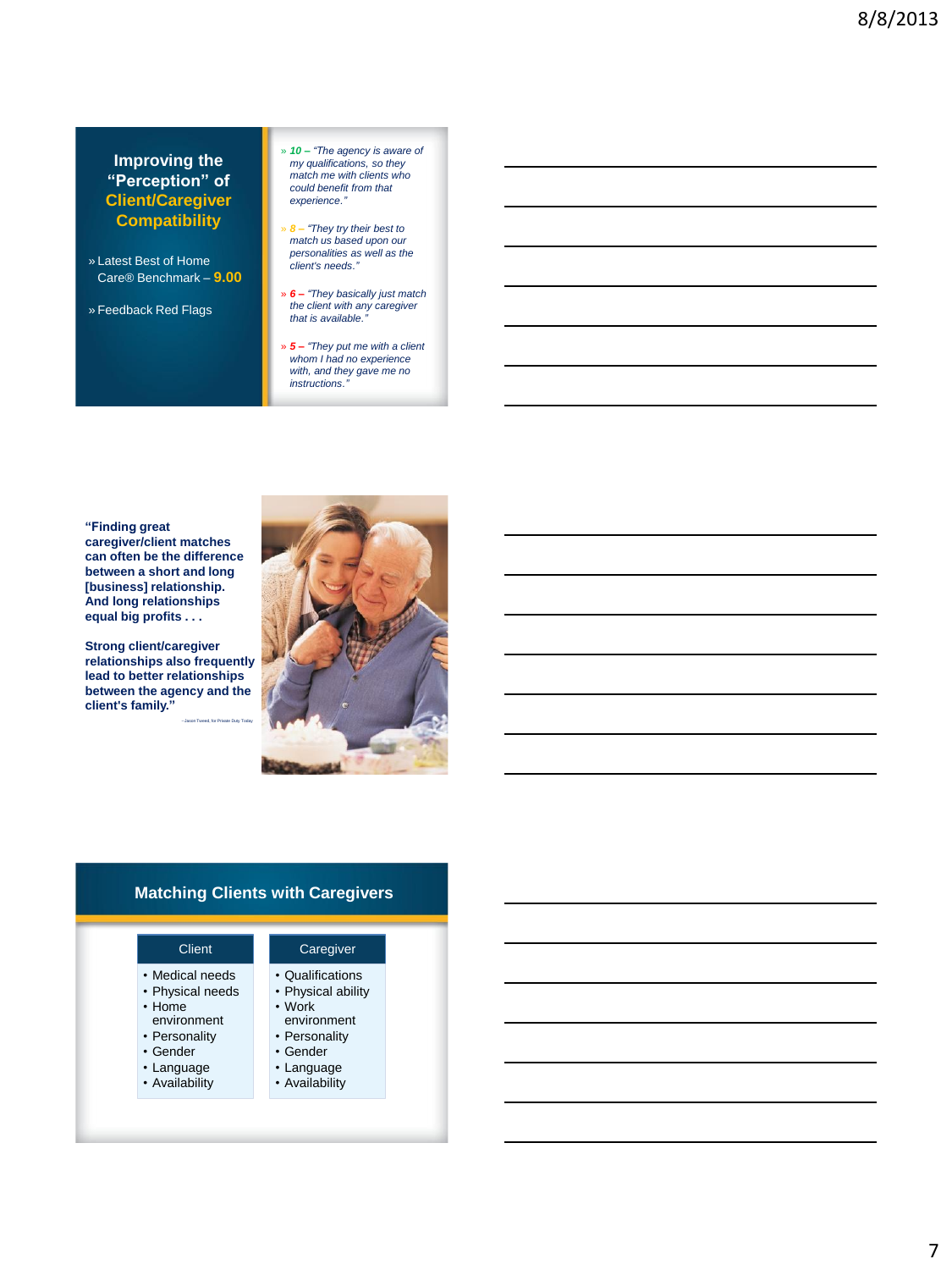## Improving the "Perception" of Client/Caregiver Compatibility

» Latest Best of Home Care® Benchmark – **9.00**

» Feedback Red Flags

» *10 – "The agency is aware of my qualifications, so they match me with clients who could benefit from that experience."*

» *8 – "They try their best to match us based upon our personalities as well as the client's needs."*

» *6 – "They basically just match the client with any caregiver that is available."*

» *5 – "They put me with a client whom I had no experience with, and they gave me no instructions."*

**"Finding great caregiver/client matches can often be the difference between a short and long [business] relationship. And long relationships equal big profits . . .**

**Strong client/caregiver relationships also frequently lead to better relationships between the agency and the client's family."**

—Jason Tweed, for Private Duty Today

## Matching Clients with Caregivers

| Client | Caregiver |
|---|---|
| • Medical needs<br>• Physical needs<br>• Home environment<br>• Personality<br>• Gender<br>• Language<br>• Availability | • Qualifications<br>• Physical ability<br>• Work environment<br>• Personality<br>• Gender<br>• Language<br>• Availability |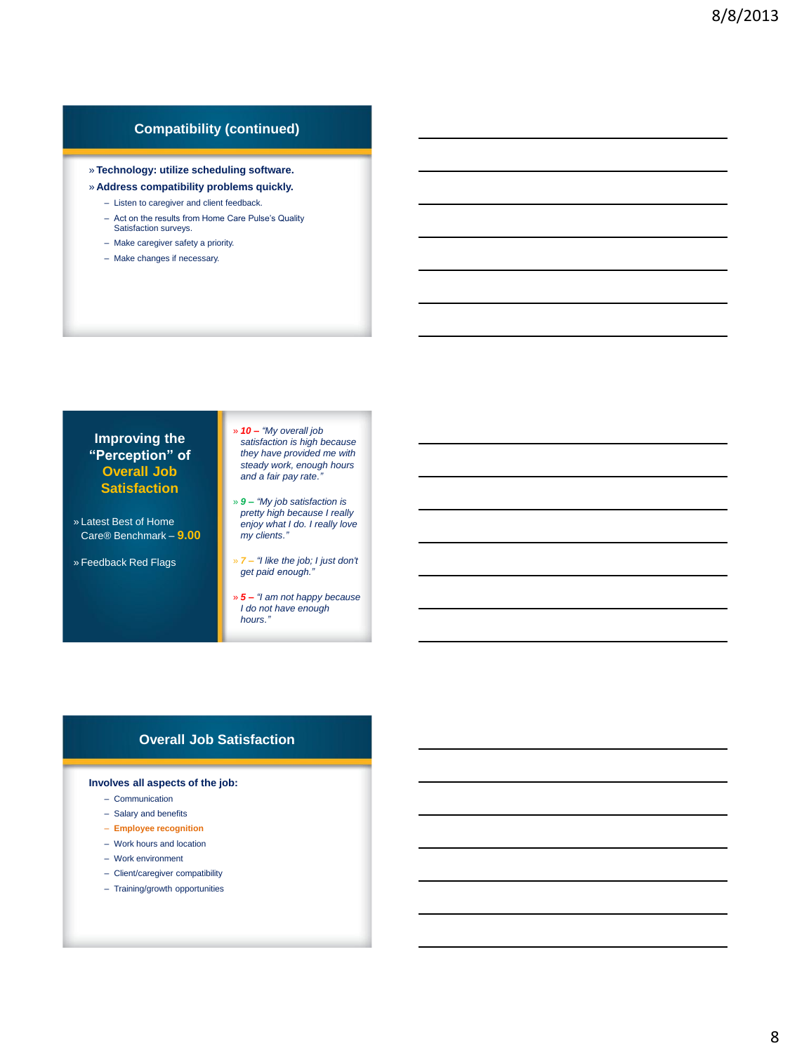## Compatibility (continued)

- **Technology: utilize scheduling software.**
- **Address compatibility problems quickly.**
  - Listen to caregiver and client feedback.
  - Act on the results from Home Care Pulse's Quality Satisfaction surveys.
  - Make caregiver safety a priority.
  - Make changes if necessary.

## Improving the "Perception" of Overall Job Satisfaction

- Latest Best of Home Care® Benchmark – **9.00**
- Feedback Red Flags

- *10 – "My overall job satisfaction is high because they have provided me with steady work, enough hours and a fair pay rate."*
- *9 – "My job satisfaction is pretty high because I really enjoy what I do. I really love my clients."*
- *7 – "I like the job; I just don't get paid enough."*
- *5 – "I am not happy because I do not have enough hours."*

## Overall Job Satisfaction

**Involves all aspects of the job:**

- Communication
- Salary and benefits
- **Employee recognition**
- Work hours and location
- Work environment
- Client/caregiver compatibility
- Training/growth opportunities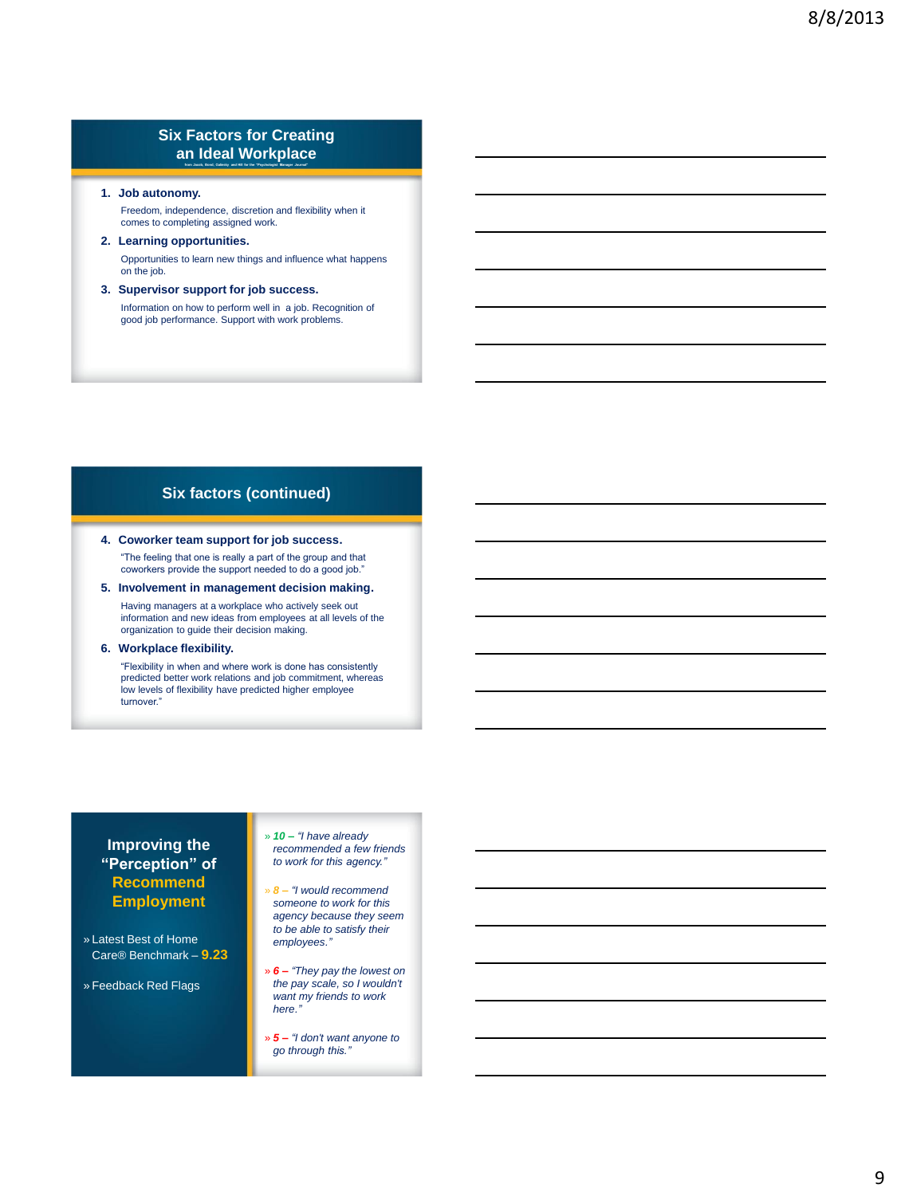## Six Factors for Creating an Ideal Workplace

from Jacob, Bond, Galinsky and Hill for the "Psychologist Manager Journal"

1. **Job autonomy.**
   Freedom, independence, discretion and flexibility when it comes to completing assigned work.
2. **Learning opportunities.**
   Opportunities to learn new things and influence what happens on the job.
3. **Supervisor support for job success.**
   Information on how to perform well in a job. Recognition of good job performance. Support with work problems.

## Six factors (continued)

4. **Coworker team support for job success.**
   "The feeling that one is really a part of the group and that coworkers provide the support needed to do a good job."
5. **Involvement in management decision making.**
   Having managers at a workplace who actively seek out information and new ideas from employees at all levels of the organization to guide their decision making.
6. **Workplace flexibility.**
   "Flexibility in when and where work is done has consistently predicted better work relations and job commitment, whereas low levels of flexibility have predicted higher employee turnover."

## Improving the "Perception" of Recommend Employment

- Latest Best of Home Care® Benchmark – **9.23**
- Feedback Red Flags

- **10** – *"I have already recommended a few friends to work for this agency."*
- **8** – *"I would recommend someone to work for this agency because they seem to be able to satisfy their employees."*
- **6** – *"They pay the lowest on the pay scale, so I wouldn't want my friends to work here."*
- **5** – *"I don't want anyone to go through this."*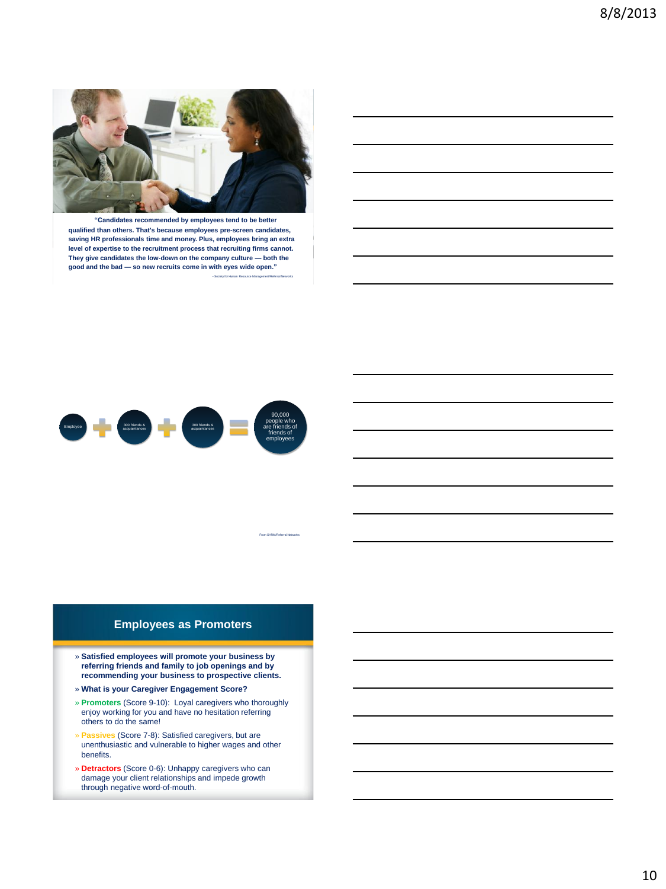"Candidates recommended by employees tend to be better qualified than others. That's because employees pre-screen candidates, saving HR professionals time and money. Plus, employees bring an extra level of expertise to the recruitment process that recruiting firms cannot. They give candidates the low-down on the company culture — both the good and the bad — so new recruits come in with eyes wide open."

–Society for Human Resource Management/Referral Networks

Employee + 300 friends & acquaintances + 300 friends & acquaintances = 90,000 people who are friends of friends of employees

From SHRM/Referral Networks

## Employees as Promoters

- **Satisfied employees will promote your business by referring friends and family to job openings and by recommending your business to prospective clients.**
- **What is your Caregiver Engagement Score?**
- **Promoters** (Score 9-10): Loyal caregivers who thoroughly enjoy working for you and have no hesitation referring others to do the same!
- **Passives** (Score 7-8): Satisfied caregivers, but are unenthusiastic and vulnerable to higher wages and other benefits.
- **Detractors** (Score 0-6): Unhappy caregivers who can damage your client relationships and impede growth through negative word-of-mouth.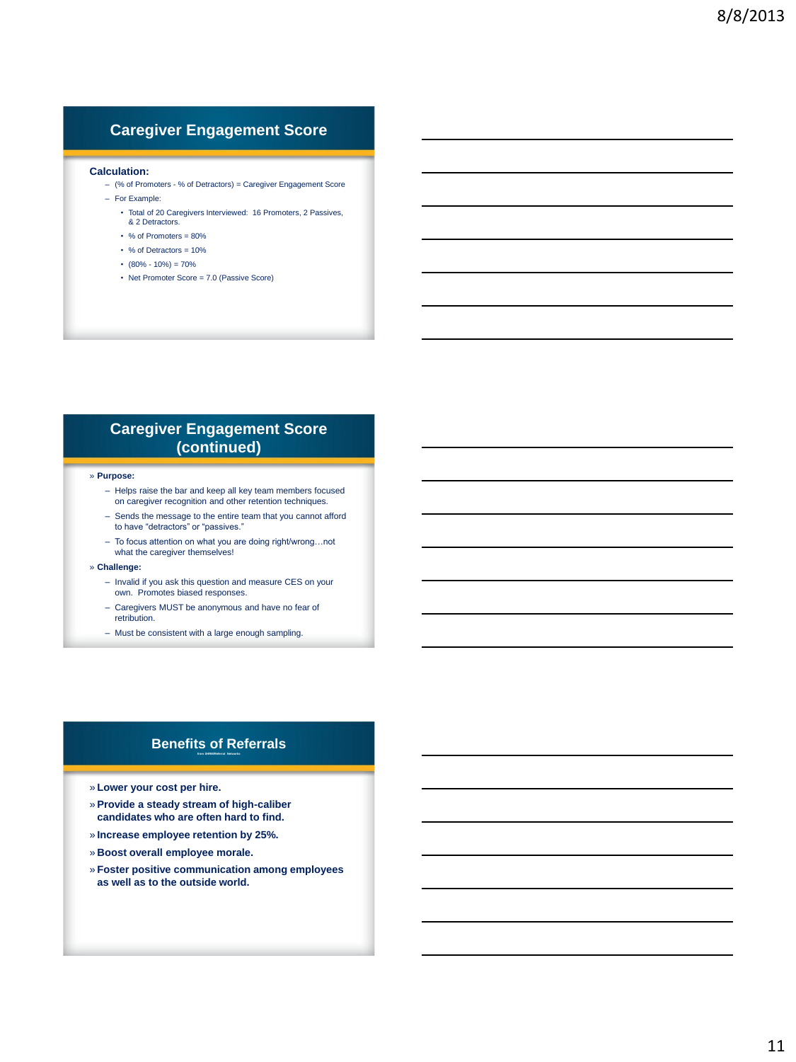## Caregiver Engagement Score

**Calculation:**

- (% of Promoters - % of Detractors) = Caregiver Engagement Score
- For Example:
  - Total of 20 Caregivers Interviewed: 16 Promoters, 2 Passives, & 2 Detractors.
  - % of Promoters = 80%
  - % of Detractors = 10%
  - (80% - 10%) = 70%
  - Net Promoter Score = 7.0 (Passive Score)

## Caregiver Engagement Score (continued)

» **Purpose:**

- Helps raise the bar and keep all key team members focused on caregiver recognition and other retention techniques.
- Sends the message to the entire team that you cannot afford to have "detractors" or "passives."
- To focus attention on what you are doing right/wrong…not what the caregiver themselves!

» **Challenge:**

- Invalid if you ask this question and measure CES on your own. Promotes biased responses.
- Caregivers MUST be anonymous and have no fear of retribution.
- Must be consistent with a large enough sampling.

## Benefits of Referrals

» **Lower your cost per hire.**

» **Provide a steady stream of high-caliber candidates who are often hard to find.**

» **Increase employee retention by 25%.**

» **Boost overall employee morale.**

» **Foster positive communication among employees as well as to the outside world.**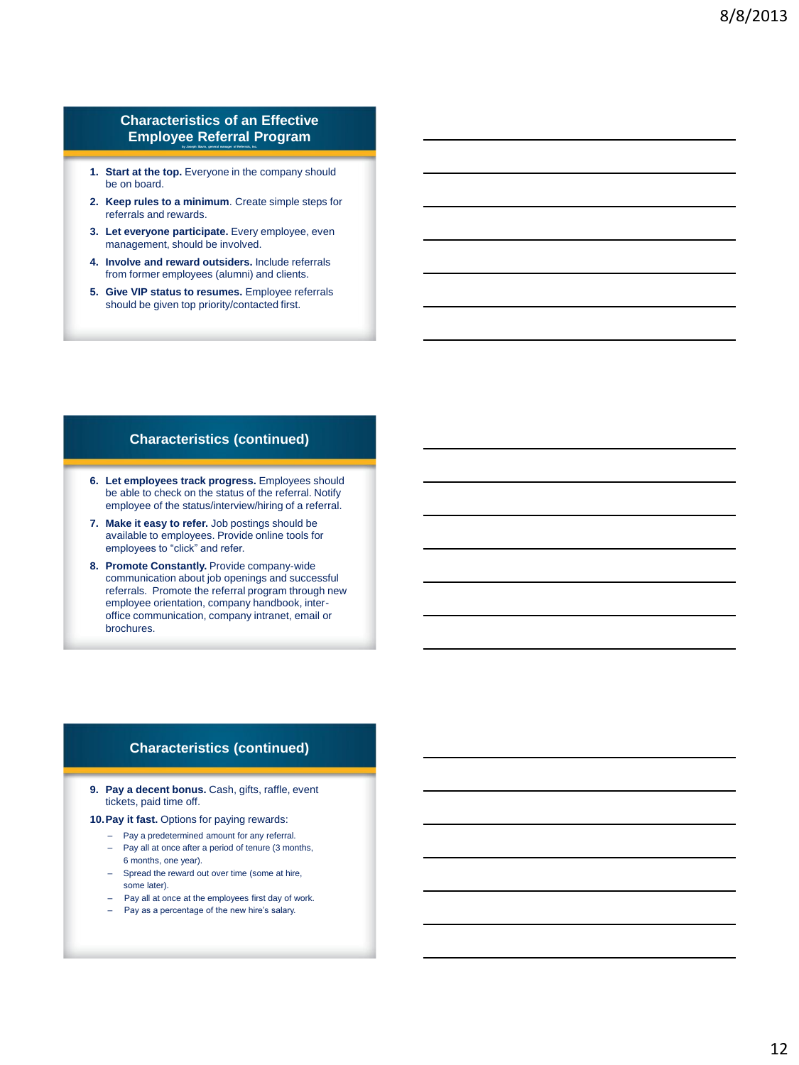## Characteristics of an Effective Employee Referral Program

by Joseph Bavis, general manager of Referrals, Inc.

1. **Start at the top.** Everyone in the company should be on board.
2. **Keep rules to a minimum**. Create simple steps for referrals and rewards.
3. **Let everyone participate.** Every employee, even management, should be involved.
4. **Involve and reward outsiders.** Include referrals from former employees (alumni) and clients.
5. **Give VIP status to resumes.** Employee referrals should be given top priority/contacted first.

## Characteristics (continued)

6. **Let employees track progress.** Employees should be able to check on the status of the referral. Notify employee of the status/interview/hiring of a referral.
7. **Make it easy to refer.** Job postings should be available to employees. Provide online tools for employees to "click" and refer.
8. **Promote Constantly.** Provide company-wide communication about job openings and successful referrals. Promote the referral program through new employee orientation, company handbook, inter-office communication, company intranet, email or brochures.

## Characteristics (continued)

9. **Pay a decent bonus.** Cash, gifts, raffle, event tickets, paid time off.
10. **Pay it fast.** Options for paying rewards:
    - Pay a predetermined amount for any referral.
    - Pay all at once after a period of tenure (3 months, 6 months, one year).
    - Spread the reward out over time (some at hire, some later).
    - Pay all at once at the employees first day of work.
    - Pay as a percentage of the new hire's salary.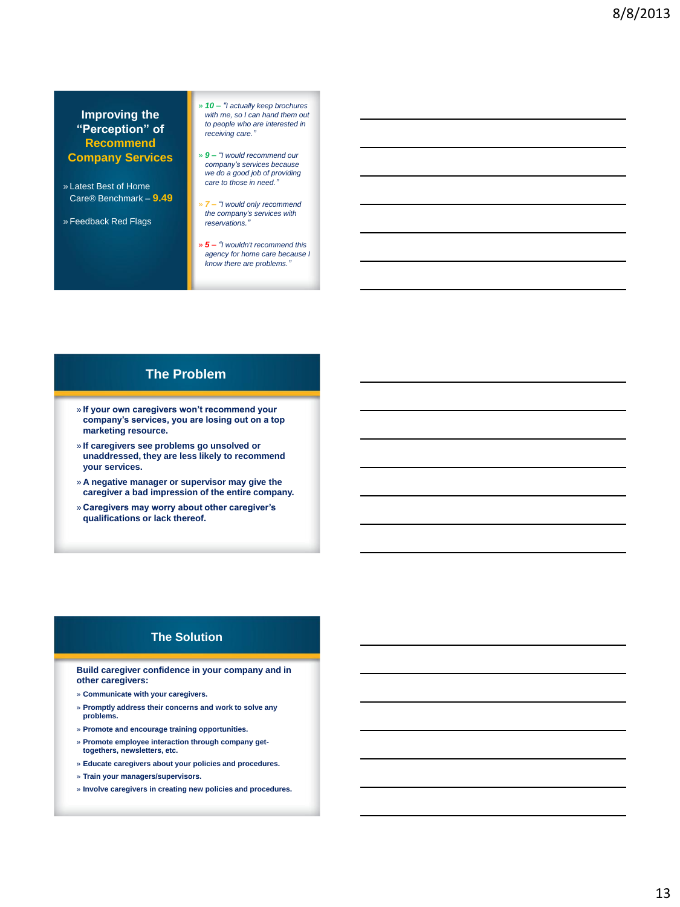## Improving the "Perception" of Recommend Company Services

» Latest Best of Home Care® Benchmark – **9.49**

» Feedback Red Flags

» **10** – *"I actually keep brochures with me, so I can hand them out to people who are interested in receiving care."*

» **9** – *"I would recommend our company's services because we do a good job of providing care to those in need."*

» **7** – *"I would only recommend the company's services with reservations."*

» **5** – *"I wouldn't recommend this agency for home care because I know there are problems."*

## The Problem

- **If your own caregivers won't recommend your company's services, you are losing out on a top marketing resource.**
- **If caregivers see problems go unsolved or unaddressed, they are less likely to recommend your services.**
- **A negative manager or supervisor may give the caregiver a bad impression of the entire company.**
- **Caregivers may worry about other caregiver's qualifications or lack thereof.**

## The Solution

Build caregiver confidence in your company and in other caregivers:

- **Communicate with your caregivers.**
- **Promptly address their concerns and work to solve any problems.**
- **Promote and encourage training opportunities.**
- **Promote employee interaction through company get-togethers, newsletters, etc.**
- **Educate caregivers about your policies and procedures.**
- **Train your managers/supervisors.**
- **Involve caregivers in creating new policies and procedures.**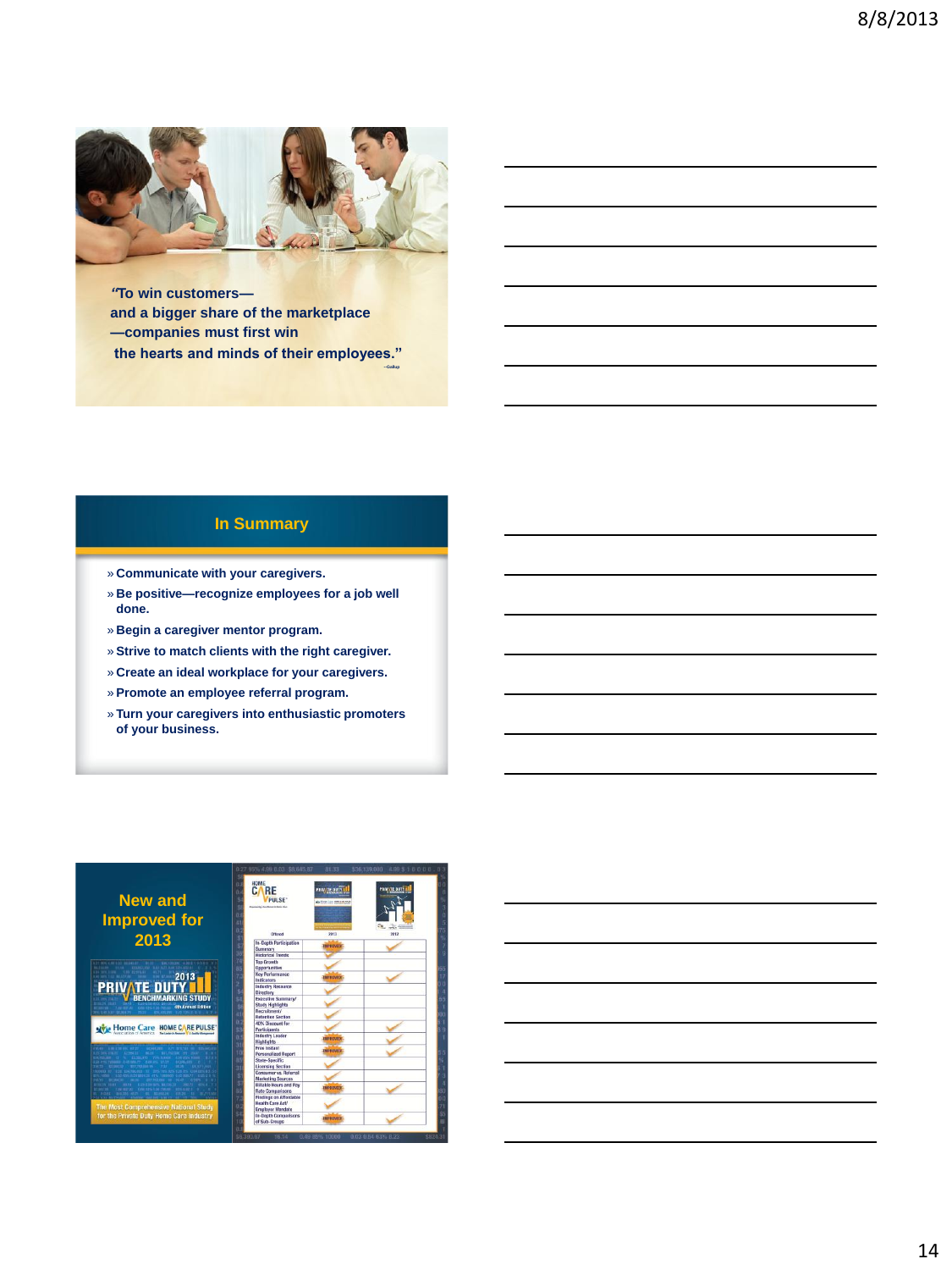"To win customers—
and a bigger share of the marketplace
—companies must first win
the hearts and minds of their employees."

—Gallup

## In Summary

- Communicate with your caregivers.
- Be positive—recognize employees for a job well done.
- Begin a caregiver mentor program.
- Strive to match clients with the right caregiver.
- Create an ideal workplace for your caregivers.
- Promote an employee referral program.
- Turn your caregivers into enthusiastic promoters of your business.

## New and Improved for 2013

2013 PRIVATE DUTY BENCHMARKING STUDY

The Most Comprehensive National Study for the Private Duty Home Care Industry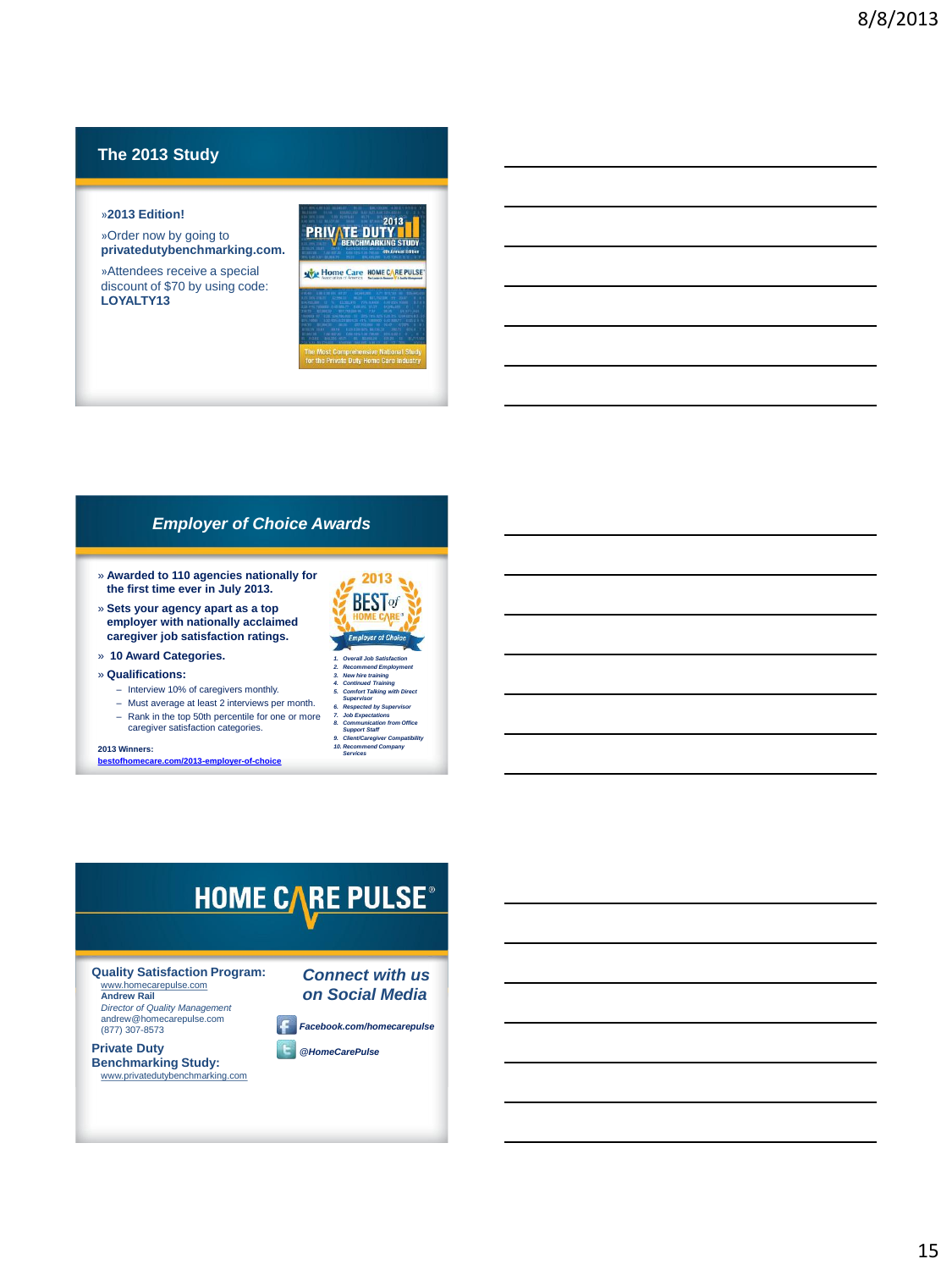## The 2013 Study

- »2013 Edition!
- »Order now by going to **privatedutybenchmarking.com.**
- »Attendees receive a special discount of $70 by using code: **LOYALTY13**

## Employer of Choice Awards

- » **Awarded to 110 agencies nationally for the first time ever in July 2013.**
- » **Sets your agency apart as a top employer with nationally acclaimed caregiver job satisfaction ratings.**
- » **10 Award Categories.**
- » **Qualifications:**
  - Interview 10% of caregivers monthly.
  - Must average at least 2 interviews per month.
  - Rank in the top 50th percentile for one or more caregiver satisfaction categories.

**2013 Winners:**
**bestofhomecare.com/2013-employer-of-choice**

1. *Overall Job Satisfaction*
2. *Recommend Employment*
3. *New hire training*
4. *Continued Training*
5. *Comfort Talking with Direct Supervisor*
6. *Respected by Supervisor*
7. *Job Expectations*
8. *Communication from Office Support Staff*
9. *Client/Caregiver Compatibility*
10. *Recommend Company Services*

## HOME CARE PULSE®

**Quality Satisfaction Program:**
www.homecarepulse.com
**Andrew Rail**
*Director of Quality Management*
andrew@homecarepulse.com
(877) 307-8573

**Private Duty Benchmarking Study:**
www.privatedutybenchmarking.com

***Connect with us on Social Media***

***Facebook.com/homecarepulse***

***@HomeCarePulse***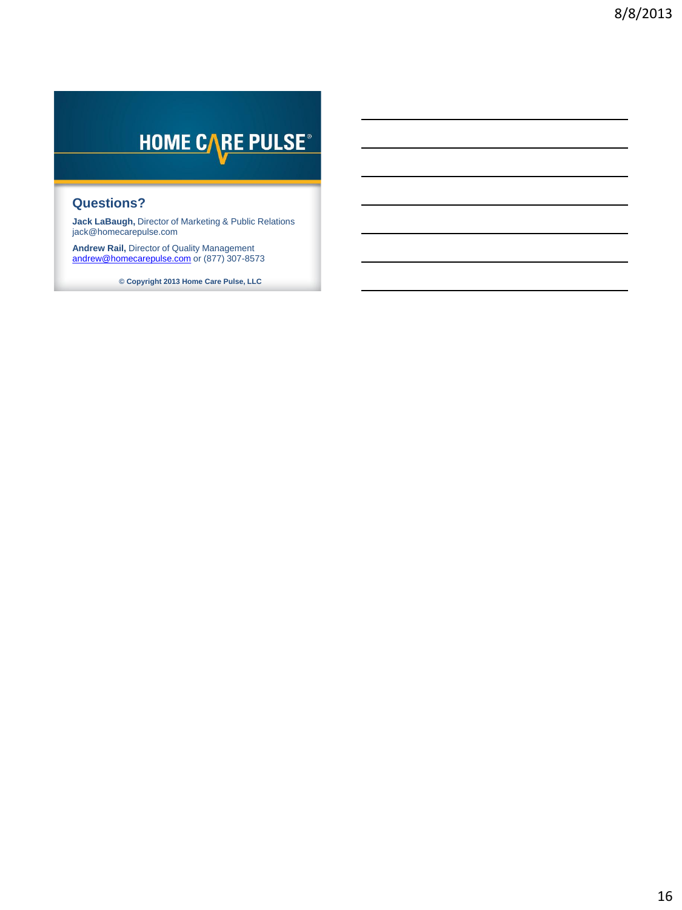HOME CARE PULSE®

## Questions?

**Jack LaBaugh,** Director of Marketing & Public Relations
jack@homecarepulse.com

**Andrew Rail,** Director of Quality Management
andrew@homecarepulse.com or (877) 307-8573

**© Copyright 2013 Home Care Pulse, LLC**